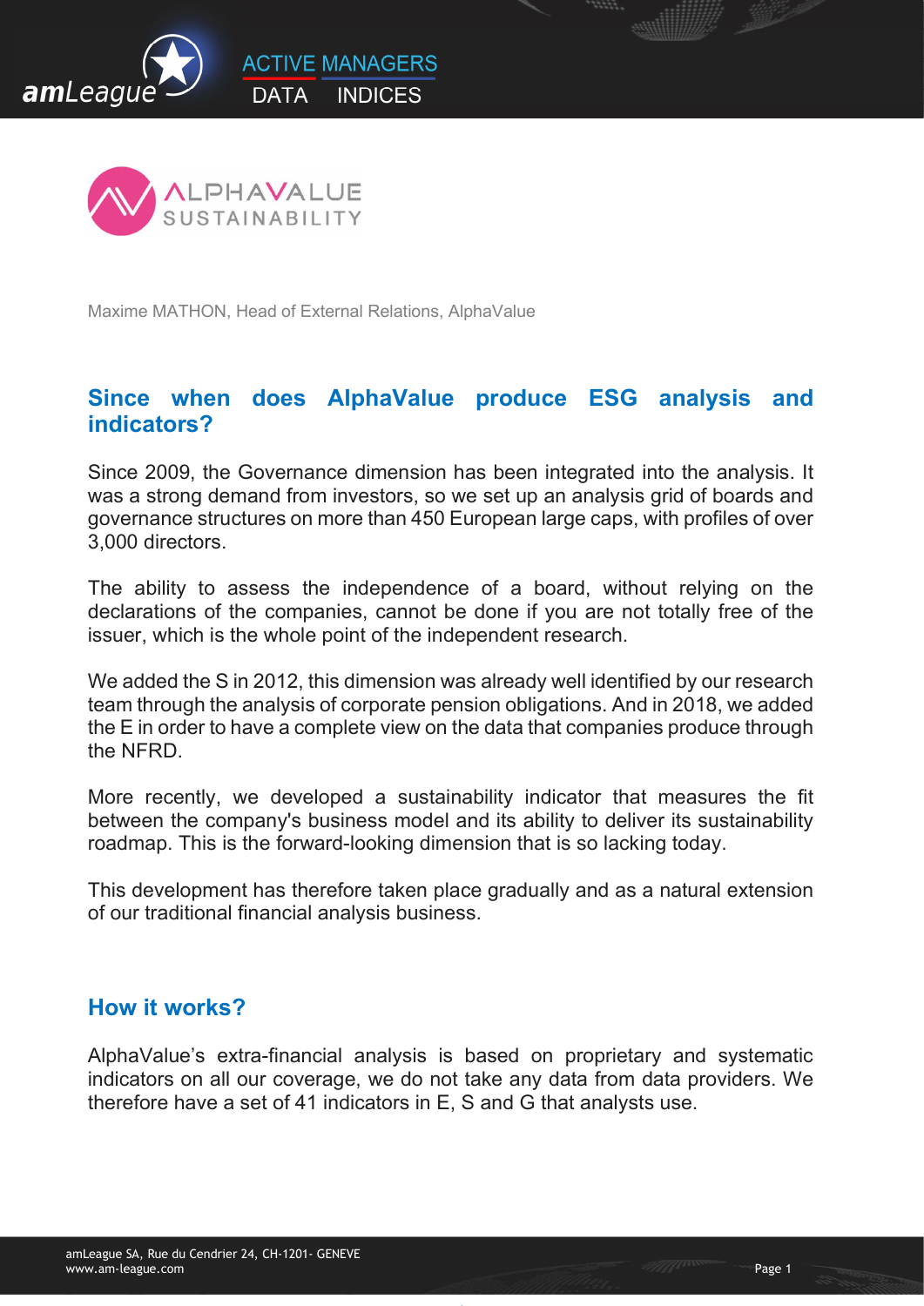Maxime MATHON, Head of External Relations, AlphaValue

## Since when does AlphaValue produce ESG analysis and indicators?

Since 2009, the Governance dimension has been integrated into the analysis. It was a strong demand from investors, so we set up an analysis grid of boards and governance structures on more than 450 European large caps, with profiles of over 3,000 directors.

The ability to assess the independence of a board, without relying on the declarations of the companies, cannot be done if you are not totally free of the issuer, which is the whole point of the independent research.

We added the S in 2012, this dimension was already well identified by our research team through the analysis of corporate pension obligations. And in 2018, we added the E in order to have a complete view on the data that companies produce through the NFRD.

More recently, we developed a sustainability indicator that measures the fit between the company's business model and its ability to deliver its sustainability roadmap. This is the forward-looking dimension that is so lacking today.

This development has therefore taken place gradually and as a natural extension of our traditional financial analysis business.

## How it works?

AlphaValue's extra-financial analysis is based on proprietary and systematic indicators on all our coverage, we do not take any data from data providers. We therefore have a set of 41 indicators in E, S and G that analysts use.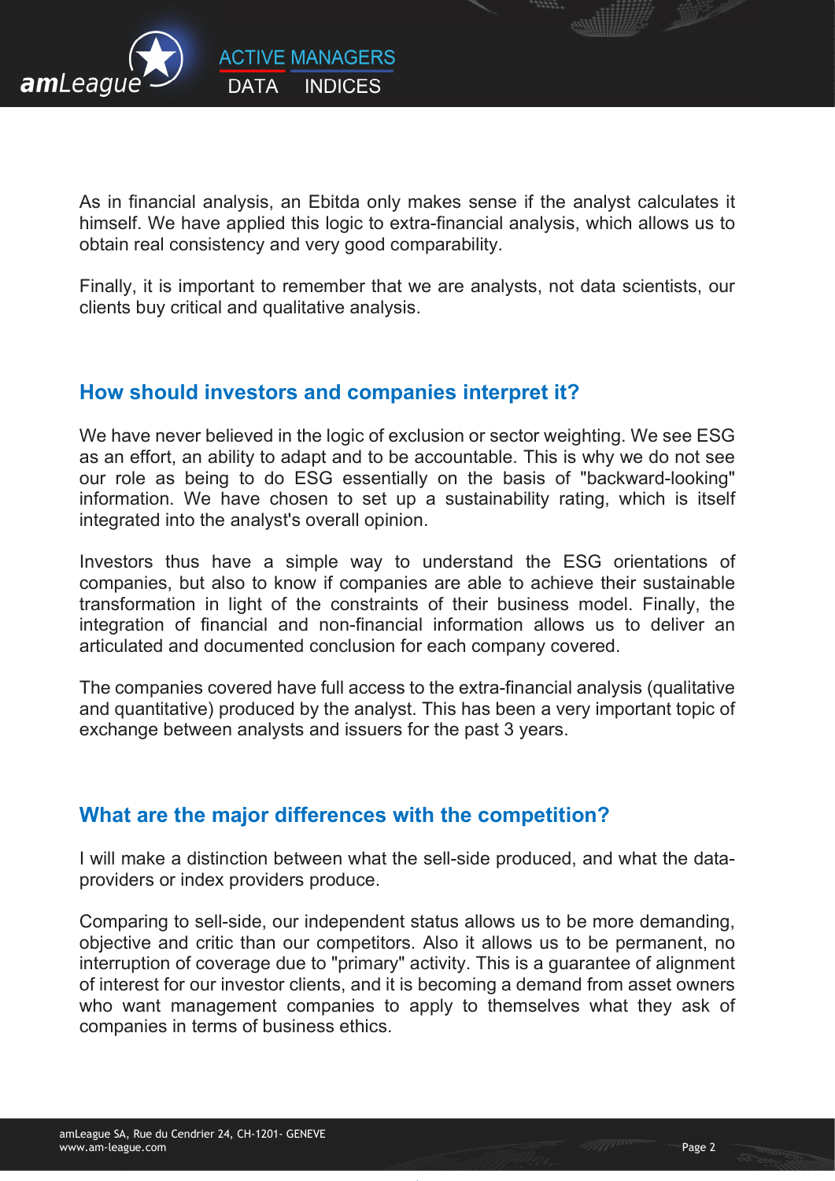As in financial analysis, an Ebitda only makes sense if the analyst calculates it himself. We have applied this logic to extra-financial analysis, which allows us to obtain real consistency and very good comparability.

Finally, it is important to remember that we are analysts, not data scientists, our clients buy critical and qualitative analysis.

## How should investors and companies interpret it?

We have never believed in the logic of exclusion or sector weighting. We see ESG as an effort, an ability to adapt and to be accountable. This is why we do not see our role as being to do ESG essentially on the basis of "backward-looking" information. We have chosen to set up a sustainability rating, which is itself integrated into the analyst's overall opinion.

Investors thus have a simple way to understand the ESG orientations of companies, but also to know if companies are able to achieve their sustainable transformation in light of the constraints of their business model. Finally, the integration of financial and non-financial information allows us to deliver an articulated and documented conclusion for each company covered.

The companies covered have full access to the extra-financial analysis (qualitative and quantitative) produced by the analyst. This has been a very important topic of exchange between analysts and issuers for the past 3 years.

## What are the major differences with the competition?

I will make a distinction between what the sell-side produced, and what the data-providers or index providers produce.

Comparing to sell-side, our independent status allows us to be more demanding, objective and critic than our competitors. Also it allows us to be permanent, no interruption of coverage due to "primary" activity. This is a guarantee of alignment of interest for our investor clients, and it is becoming a demand from asset owners who want management companies to apply to themselves what they ask of companies in terms of business ethics.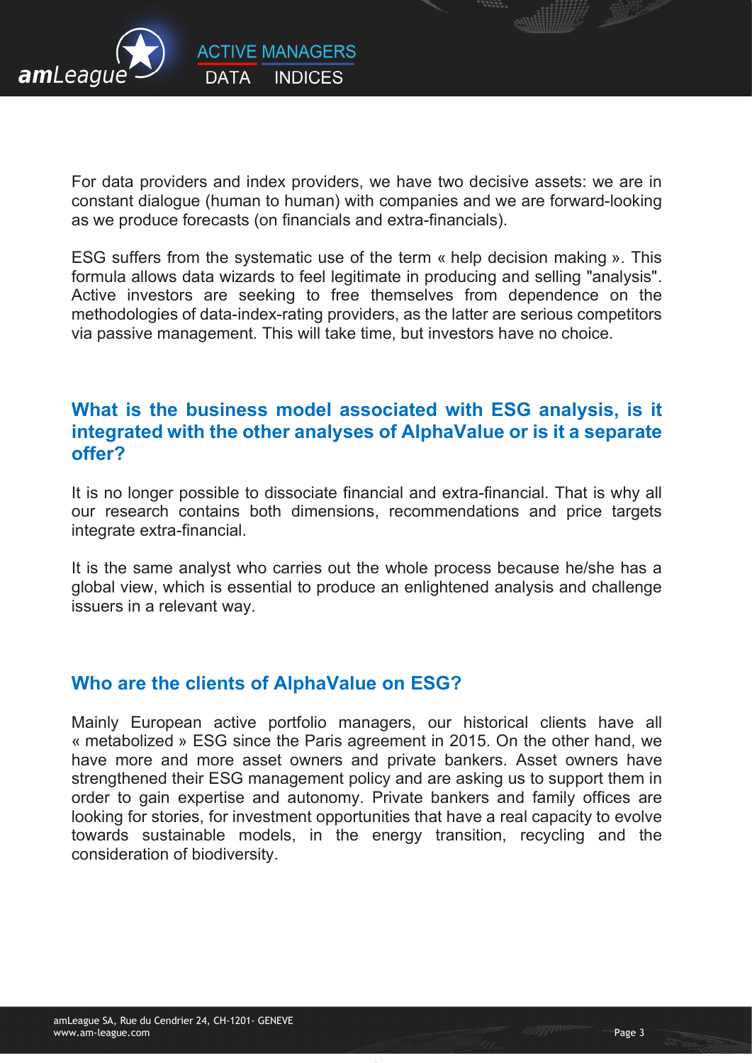For data providers and index providers, we have two decisive assets: we are in constant dialogue (human to human) with companies and we are forward-looking as we produce forecasts (on financials and extra-financials).

ESG suffers from the systematic use of the term « help decision making ». This formula allows data wizards to feel legitimate in producing and selling "analysis". Active investors are seeking to free themselves from dependence on the methodologies of data-index-rating providers, as the latter are serious competitors via passive management. This will take time, but investors have no choice.

## What is the business model associated with ESG analysis, is it integrated with the other analyses of AlphaValue or is it a separate offer?

It is no longer possible to dissociate financial and extra-financial. That is why all our research contains both dimensions, recommendations and price targets integrate extra-financial.

It is the same analyst who carries out the whole process because he/she has a global view, which is essential to produce an enlightened analysis and challenge issuers in a relevant way.

## Who are the clients of AlphaValue on ESG?

Mainly European active portfolio managers, our historical clients have all « metabolized » ESG since the Paris agreement in 2015. On the other hand, we have more and more asset owners and private bankers. Asset owners have strengthened their ESG management policy and are asking us to support them in order to gain expertise and autonomy. Private bankers and family offices are looking for stories, for investment opportunities that have a real capacity to evolve towards sustainable models, in the energy transition, recycling and the consideration of biodiversity.